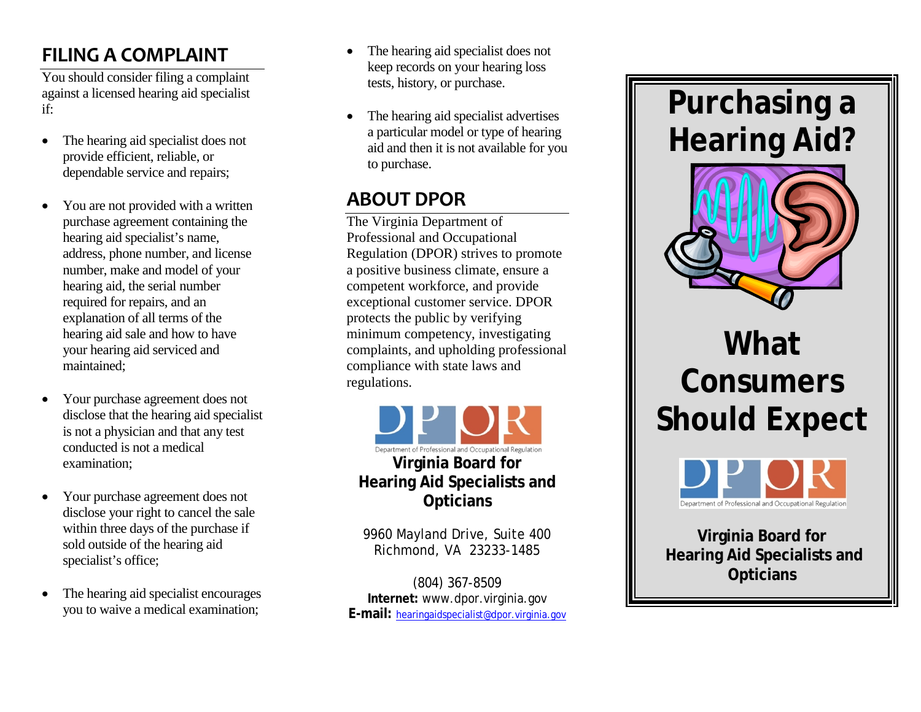## FILING A COMPLAINT

You should consider filing a complaint against a licensed hearing aid specialist if:

- The hearing aid specialist does not provide efficient, reliable, or dependable service and repairs;
- You are not provided with a written purchase agreement containing the hearing aid specialist's name, address, phone number, and license number, make and model of your hearing aid, the serial number required for repairs, and an explanation of all terms of the hearing aid sale and how to have your hearing aid serviced and maintained;
- Your purchase agreement does not disclose that the hearing aid specialist is not a physician and that any test conducted is not a medical examination;
- Your purchase agreement does not disclose your right to cancel the sale within three days of the purchase if sold outside of the hearing aid specialist's office;
- The hearing aid specialist encourages you to waive a medical examination;
- The hearing aid specialist does not keep records on your hearing loss tests, history, or purchase.
- The hearing aid specialist advertises a particular model or type of hearing aid and then it is not available for you to purchase.

## ABOUT DPOR

The Virginia Department of Professional and Occupational Regulation (DPOR) strives to promote a positive business climate, ensure a competent workforce, and provide exceptional customer service. DPOR protects the public by verifying minimum competency, investigating complaints, and upholding professional compliance with state laws and regulations.

DPOR
Department of Professional and Occupational Regulation

**Virginia Board for Hearing Aid Specialists and Opticians**

9960 Mayland Drive, Suite 400
Richmond, VA 23233-1485

(804) 367-8509
**Internet:** www.dpor.virginia.gov
**E-mail:** hearingaidspecialist@dpor.virginia.gov

# Purchasing a Hearing Aid?

# What Consumers Should Expect

DPOR
Department of Professional and Occupational Regulation

**Virginia Board for Hearing Aid Specialists and Opticians**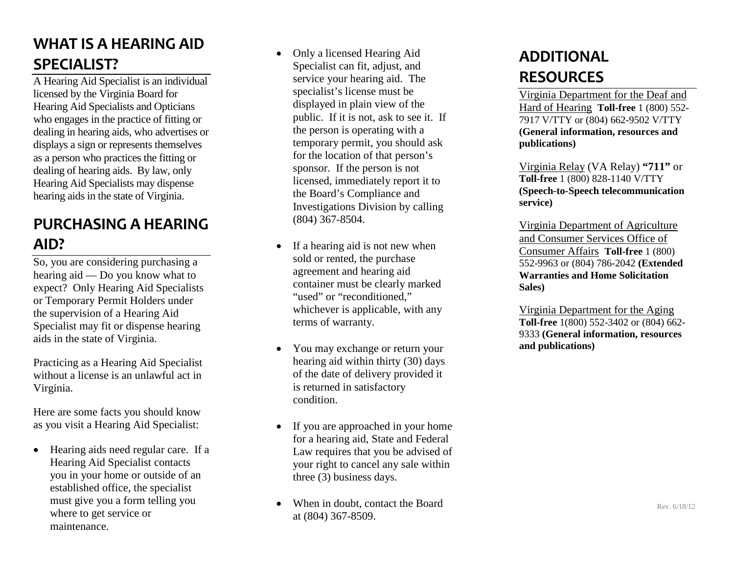## WHAT IS A HEARING AID SPECIALIST?

A Hearing Aid Specialist is an individual licensed by the Virginia Board for Hearing Aid Specialists and Opticians who engages in the practice of fitting or dealing in hearing aids, who advertises or displays a sign or represents themselves as a person who practices the fitting or dealing of hearing aids. By law, only Hearing Aid Specialists may dispense hearing aids in the state of Virginia.

## PURCHASING A HEARING AID?

So, you are considering purchasing a hearing aid — Do you know what to expect? Only Hearing Aid Specialists or Temporary Permit Holders under the supervision of a Hearing Aid Specialist may fit or dispense hearing aids in the state of Virginia.

Practicing as a Hearing Aid Specialist without a license is an unlawful act in Virginia.

Here are some facts you should know as you visit a Hearing Aid Specialist:

- Hearing aids need regular care. If a Hearing Aid Specialist contacts you in your home or outside of an established office, the specialist must give you a form telling you where to get service or maintenance.
- Only a licensed Hearing Aid Specialist can fit, adjust, and service your hearing aid. The specialist's license must be displayed in plain view of the public. If it is not, ask to see it. If the person is operating with a temporary permit, you should ask for the location of that person's sponsor. If the person is not licensed, immediately report it to the Board's Compliance and Investigations Division by calling (804) 367-8504.
- If a hearing aid is not new when sold or rented, the purchase agreement and hearing aid container must be clearly marked "used" or "reconditioned," whichever is applicable, with any terms of warranty.
- You may exchange or return your hearing aid within thirty (30) days of the date of delivery provided it is returned in satisfactory condition.
- If you are approached in your home for a hearing aid, State and Federal Law requires that you be advised of your right to cancel any sale within three (3) business days.
- When in doubt, contact the Board at (804) 367-8509.

## ADDITIONAL RESOURCES

Virginia Department for the Deaf and Hard of Hearing **Toll-free** 1 (800) 552-7917 V/TTY or (804) 662-9502 V/TTY **(General information, resources and publications)**

Virginia Relay (VA Relay) **"711"** or **Toll-free** 1 (800) 828-1140 V/TTY **(Speech-to-Speech telecommunication service)**

Virginia Department of Agriculture and Consumer Services Office of Consumer Affairs **Toll-free** 1 (800) 552-9963 or (804) 786-2042 **(Extended Warranties and Home Solicitation Sales)**

Virginia Department for the Aging **Toll-free** 1(800) 552-3402 or (804) 662-9333 **(General information, resources and publications)**

Rev. 6/18/12